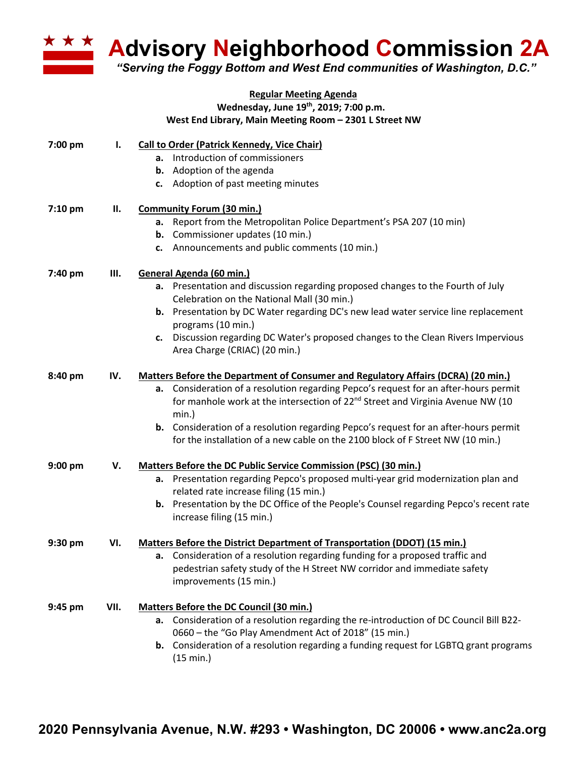# Advisory Neighborhood Commission 2A

*"Serving the Foggy Bottom and West End communities of Washington, D.C."*

**Regular Meeting Agenda**
**Wednesday, June 19th, 2019; 7:00 p.m.**
**West End Library, Main Meeting Room – 2301 L Street NW**

**7:00 pm — I. Call to Order (Patrick Kennedy, Vice Chair)**

- **a.** Introduction of commissioners
- **b.** Adoption of the agenda
- **c.** Adoption of past meeting minutes

**7:10 pm — II. Community Forum (30 min.)**

- **a.** Report from the Metropolitan Police Department's PSA 207 (10 min)
- **b.** Commissioner updates (10 min.)
- **c.** Announcements and public comments (10 min.)

**7:40 pm — III. General Agenda (60 min.)**

- **a.** Presentation and discussion regarding proposed changes to the Fourth of July Celebration on the National Mall (30 min.)
- **b.** Presentation by DC Water regarding DC's new lead water service line replacement programs (10 min.)
- **c.** Discussion regarding DC Water's proposed changes to the Clean Rivers Impervious Area Charge (CRIAC) (20 min.)

**8:40 pm — IV. Matters Before the Department of Consumer and Regulatory Affairs (DCRA) (20 min.)**

- **a.** Consideration of a resolution regarding Pepco's request for an after-hours permit for manhole work at the intersection of 22nd Street and Virginia Avenue NW (10 min.)
- **b.** Consideration of a resolution regarding Pepco's request for an after-hours permit for the installation of a new cable on the 2100 block of F Street NW (10 min.)

**9:00 pm — V. Matters Before the DC Public Service Commission (PSC) (30 min.)**

- **a.** Presentation regarding Pepco's proposed multi-year grid modernization plan and related rate increase filing (15 min.)
- **b.** Presentation by the DC Office of the People's Counsel regarding Pepco's recent rate increase filing (15 min.)

**9:30 pm — VI. Matters Before the District Department of Transportation (DDOT) (15 min.)**

- **a.** Consideration of a resolution regarding funding for a proposed traffic and pedestrian safety study of the H Street NW corridor and immediate safety improvements (15 min.)

**9:45 pm — VII. Matters Before the DC Council (30 min.)**

- **a.** Consideration of a resolution regarding the re-introduction of DC Council Bill B22-0660 – the "Go Play Amendment Act of 2018" (15 min.)
- **b.** Consideration of a resolution regarding a funding request for LGBTQ grant programs (15 min.)

**2020 Pennsylvania Avenue, N.W. #293 • Washington, DC 20006 • www.anc2a.org**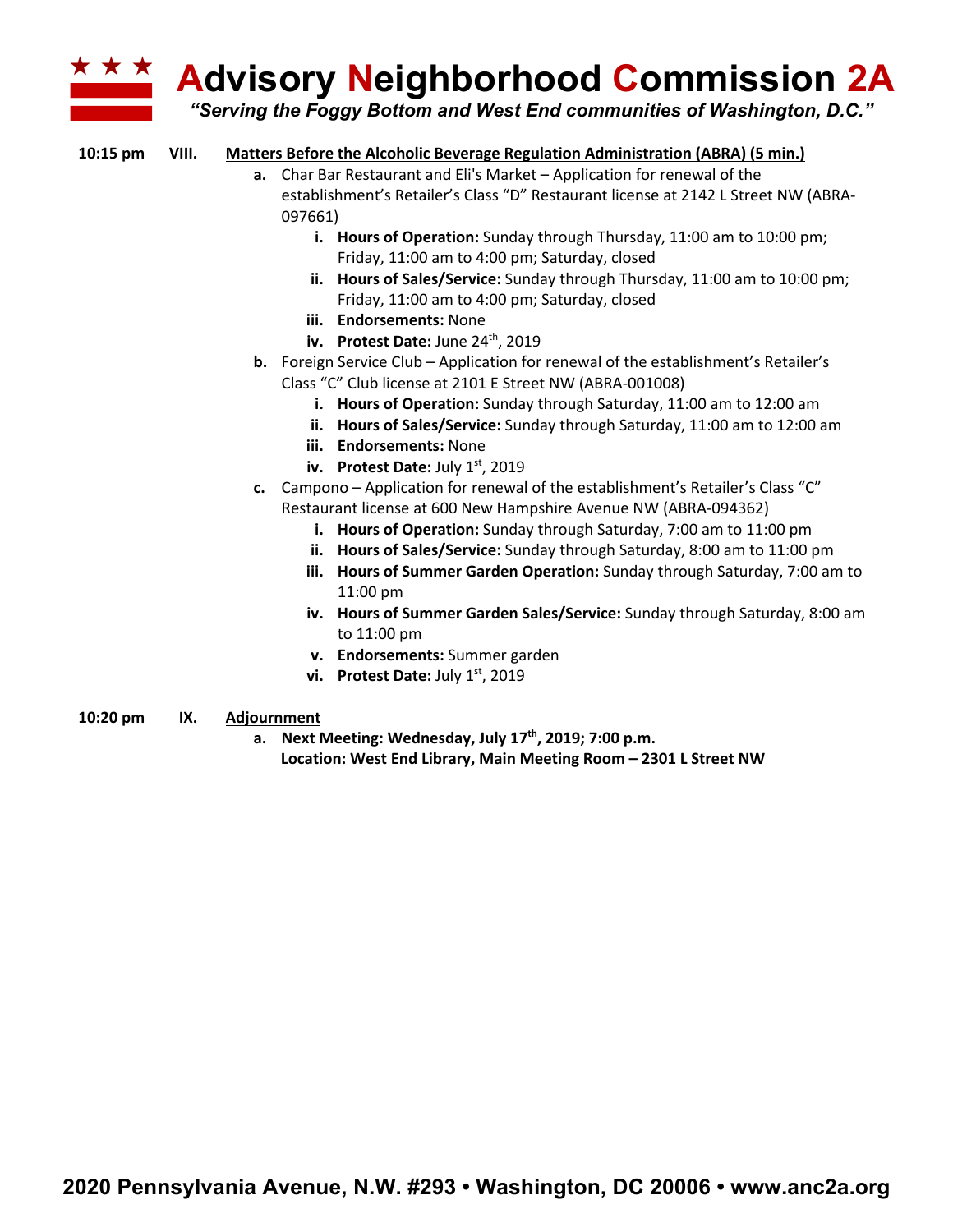# Advisory Neighborhood Commission 2A

*"Serving the Foggy Bottom and West End communities of Washington, D.C."*

**10:15 pm VIII. Matters Before the Alcoholic Beverage Regulation Administration (ABRA) (5 min.)**

a. Char Bar Restaurant and Eli's Market – Application for renewal of the establishment's Retailer's Class "D" Restaurant license at 2142 L Street NW (ABRA-097661)
   - i. **Hours of Operation:** Sunday through Thursday, 11:00 am to 10:00 pm; Friday, 11:00 am to 4:00 pm; Saturday, closed
   - ii. **Hours of Sales/Service:** Sunday through Thursday, 11:00 am to 10:00 pm; Friday, 11:00 am to 4:00 pm; Saturday, closed
   - iii. **Endorsements:** None
   - iv. **Protest Date:** June 24th, 2019

b. Foreign Service Club – Application for renewal of the establishment's Retailer's Class "C" Club license at 2101 E Street NW (ABRA-001008)
   - i. **Hours of Operation:** Sunday through Saturday, 11:00 am to 12:00 am
   - ii. **Hours of Sales/Service:** Sunday through Saturday, 11:00 am to 12:00 am
   - iii. **Endorsements:** None
   - iv. **Protest Date:** July 1st, 2019

c. Campono – Application for renewal of the establishment's Retailer's Class "C" Restaurant license at 600 New Hampshire Avenue NW (ABRA-094362)
   - i. **Hours of Operation:** Sunday through Saturday, 7:00 am to 11:00 pm
   - ii. **Hours of Sales/Service:** Sunday through Saturday, 8:00 am to 11:00 pm
   - iii. **Hours of Summer Garden Operation:** Sunday through Saturday, 7:00 am to 11:00 pm
   - iv. **Hours of Summer Garden Sales/Service:** Sunday through Saturday, 8:00 am to 11:00 pm
   - v. **Endorsements:** Summer garden
   - vi. **Protest Date:** July 1st, 2019

**10:20 pm IX. Adjournment**

a. **Next Meeting: Wednesday, July 17th, 2019; 7:00 p.m.**
   **Location: West End Library, Main Meeting Room – 2301 L Street NW**

**2020 Pennsylvania Avenue, N.W. #293 • Washington, DC 20006 • www.anc2a.org**